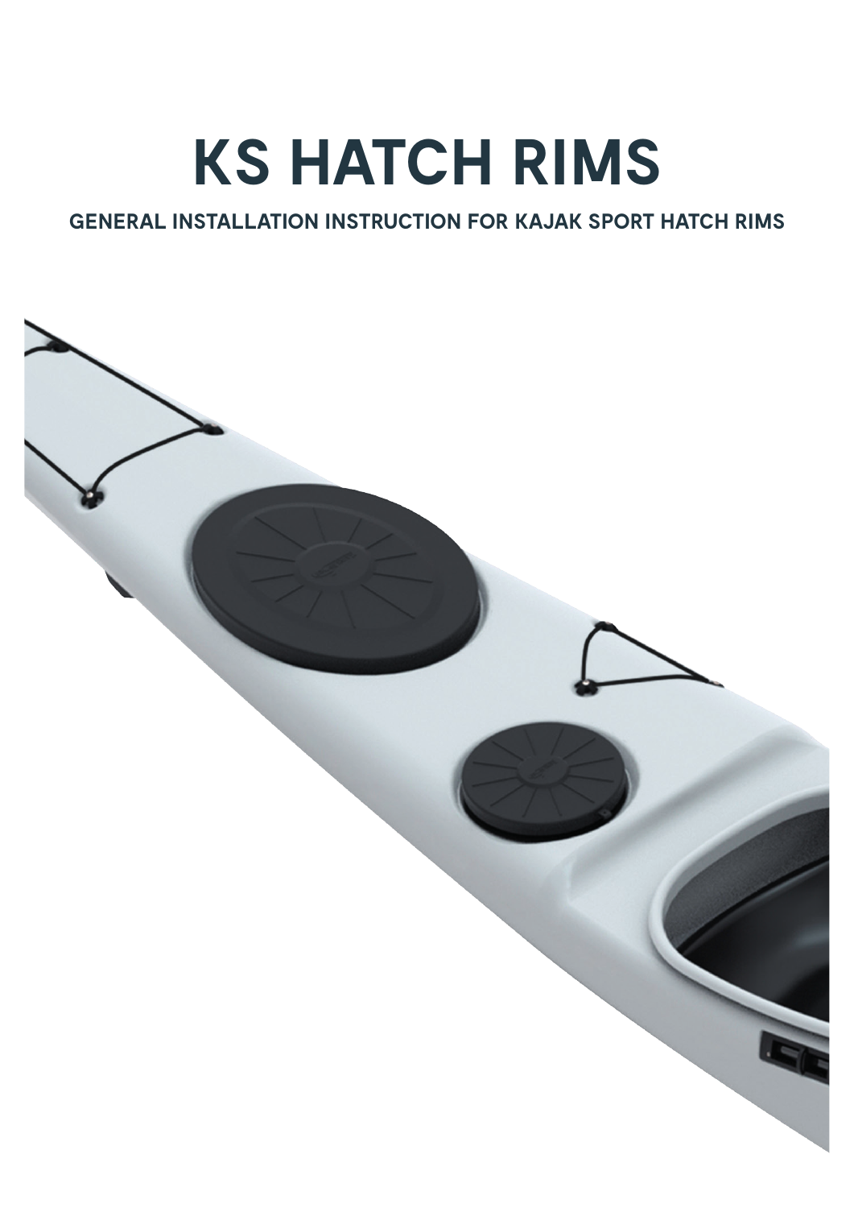# KS HATCH RIMS

**GENERAL INSTALLATION INSTRUCTION FOR KAJAK SPORT HATCH RIMS**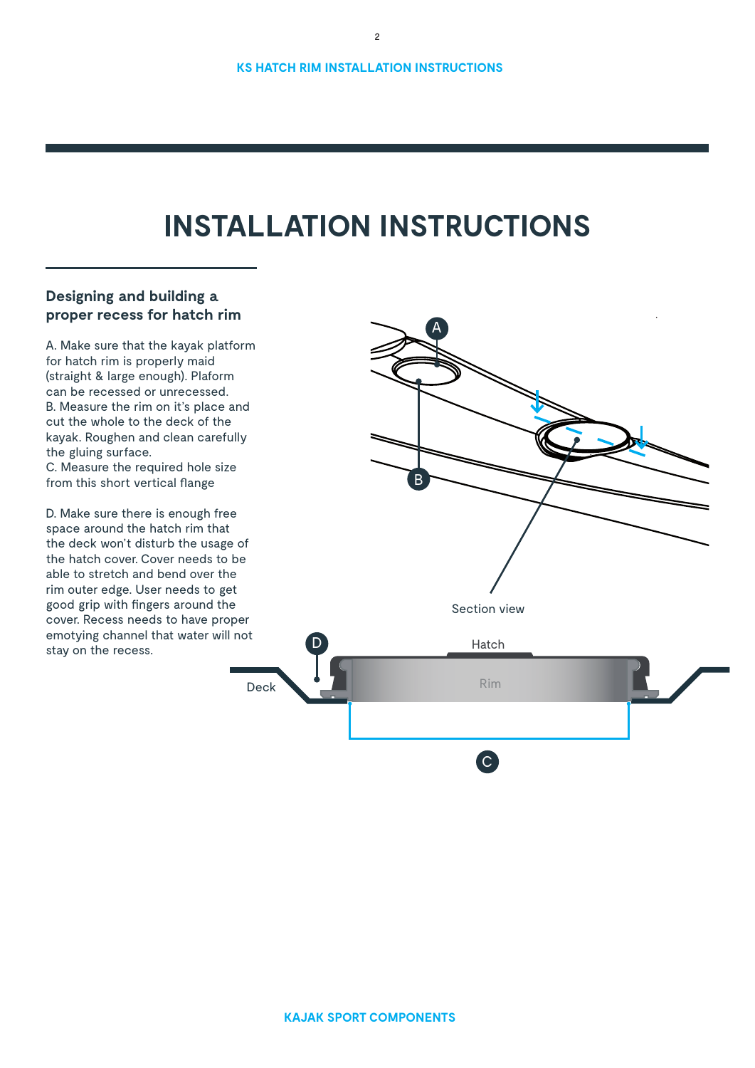# INSTALLATION INSTRUCTIONS

## Designing and building a proper recess for hatch rim

A. Make sure that the kayak platform for hatch rim is properly maid (straight & large enough). Plaform can be recessed or unrecessed.
B. Measure the rim on it's place and cut the whole to the deck of the kayak. Roughen and clean carefully the gluing surface.
C. Measure the required hole size from this short vertical flange

D. Make sure there is enough free space around the hatch rim that the deck won't disturb the usage of the hatch cover. Cover needs to be able to stretch and bend over the rim outer edge. User needs to get good grip with fingers around the cover. Recess needs to have proper emotying channel that water will not stay on the recess.

Section view

Hatch

Rim

Deck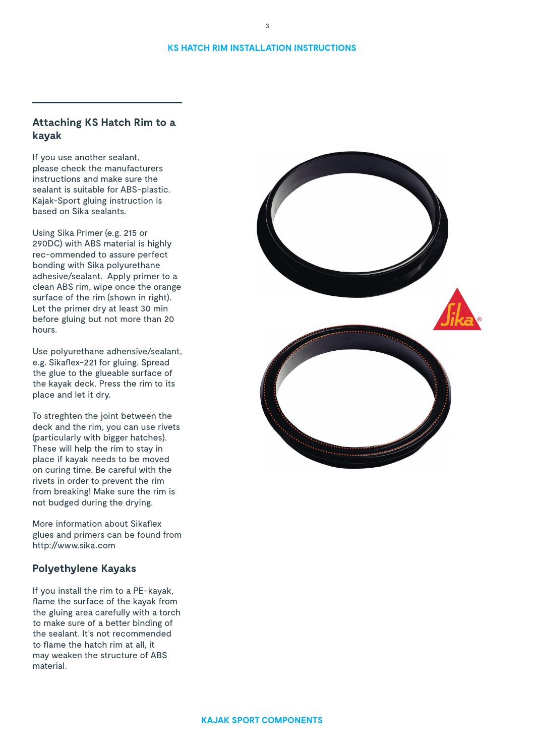## Attaching KS Hatch Rim to a kayak

If you use another sealant, please check the manufacturers instructions and make sure the sealant is suitable for ABS-plastic. Kajak-Sport gluing instruction is based on Sika sealants.

Using Sika Primer (e.g. 215 or 290DC) with ABS material is highly rec-ommended to assure perfect bonding with Sika polyurethane adhesive/sealant. Apply primer to a clean ABS rim, wipe once the orange surface of the rim (shown in right). Let the primer dry at least 30 min before gluing but not more than 20 hours.

Use polyurethane adhensive/sealant, e.g. Sikaflex-221 for gluing. Spread the glue to the glueable surface of the kayak deck. Press the rim to its place and let it dry.

To streghten the joint between the deck and the rim, you can use rivets (particularly with bigger hatches). These will help the rim to stay in place if kayak needs to be moved on curing time. Be careful with the rivets in order to prevent the rim from breaking! Make sure the rim is not budged during the drying.

More information about Sikaflex glues and primers can be found from http://www.sika.com

## Polyethylene Kayaks

If you install the rim to a PE-kayak, flame the surface of the kayak from the gluing area carefully with a torch to make sure of a better binding of the sealant. It's not recommended to flame the hatch rim at all, it may weaken the structure of ABS material.